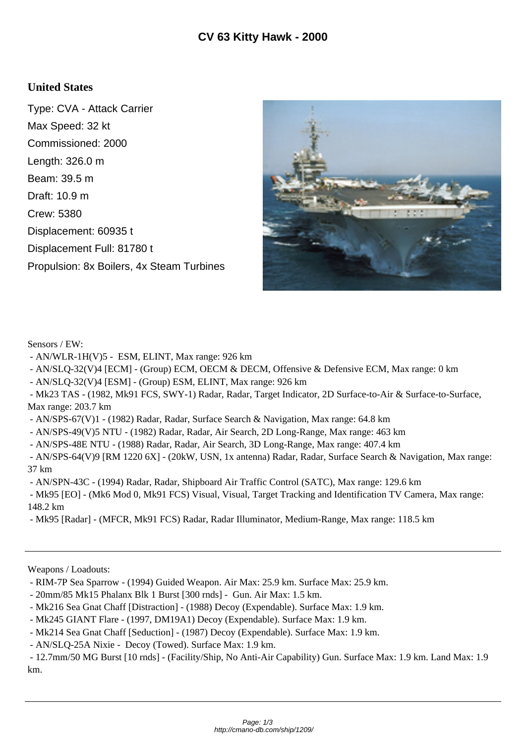# CV 63 Kitty Hawk - 2000

## United States

Type: CVA - Attack Carrier

Max Speed: 32 kt

Commissioned: 2000

Length: 326.0 m

Beam: 39.5 m

Draft: 10.9 m

Crew: 5380

Displacement: 60935 t

Displacement Full: 81780 t

Propulsion: 8x Boilers, 4x Steam Turbines

Sensors / EW:

- AN/WLR-1H(V)5 - ESM, ELINT, Max range: 926 km
- AN/SLQ-32(V)4 [ECM] - (Group) ECM, OECM & DECM, Offensive & Defensive ECM, Max range: 0 km
- AN/SLQ-32(V)4 [ESM] - (Group) ESM, ELINT, Max range: 926 km
- Mk23 TAS - (1982, Mk91 FCS, SWY-1) Radar, Radar, Target Indicator, 2D Surface-to-Air & Surface-to-Surface, Max range: 203.7 km
- AN/SPS-67(V)1 - (1982) Radar, Radar, Surface Search & Navigation, Max range: 64.8 km
- AN/SPS-49(V)5 NTU - (1982) Radar, Radar, Air Search, 2D Long-Range, Max range: 463 km
- AN/SPS-48E NTU - (1988) Radar, Radar, Air Search, 3D Long-Range, Max range: 407.4 km
- AN/SPS-64(V)9 [RM 1220 6X] - (20kW, USN, 1x antenna) Radar, Radar, Surface Search & Navigation, Max range: 37 km
- AN/SPN-43C - (1994) Radar, Radar, Shipboard Air Traffic Control (SATC), Max range: 129.6 km
- Mk95 [EO] - (Mk6 Mod 0, Mk91 FCS) Visual, Visual, Target Tracking and Identification TV Camera, Max range: 148.2 km
- Mk95 [Radar] - (MFCR, Mk91 FCS) Radar, Radar Illuminator, Medium-Range, Max range: 118.5 km

---

Weapons / Loadouts:

- RIM-7P Sea Sparrow - (1994) Guided Weapon. Air Max: 25.9 km. Surface Max: 25.9 km.
- 20mm/85 Mk15 Phalanx Blk 1 Burst [300 rnds] - Gun. Air Max: 1.5 km.
- Mk216 Sea Gnat Chaff [Distraction] - (1988) Decoy (Expendable). Surface Max: 1.9 km.
- Mk245 GIANT Flare - (1997, DM19A1) Decoy (Expendable). Surface Max: 1.9 km.
- Mk214 Sea Gnat Chaff [Seduction] - (1987) Decoy (Expendable). Surface Max: 1.9 km.
- AN/SLQ-25A Nixie - Decoy (Towed). Surface Max: 1.9 km.
- 12.7mm/50 MG Burst [10 rnds] - (Facility/Ship, No Anti-Air Capability) Gun. Surface Max: 1.9 km. Land Max: 1.9 km.

---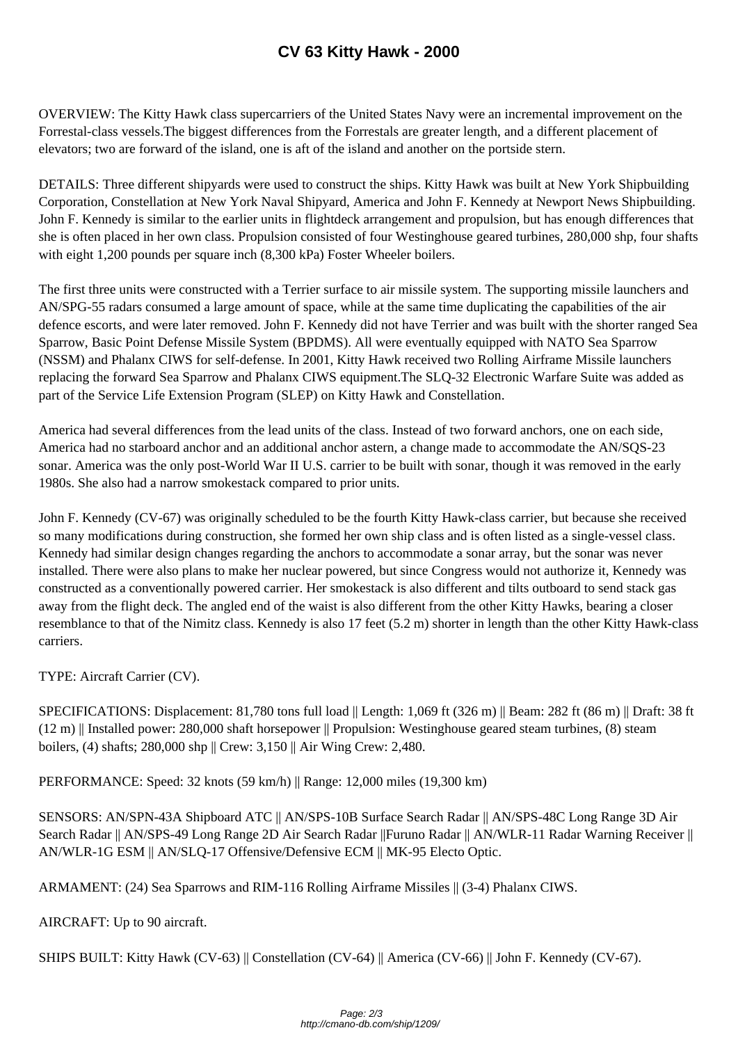# CV 63 Kitty Hawk - 2000

OVERVIEW: The Kitty Hawk class supercarriers of the United States Navy were an incremental improvement on the Forrestal-class vessels.The biggest differences from the Forrestals are greater length, and a different placement of elevators; two are forward of the island, one is aft of the island and another on the portside stern.

DETAILS: Three different shipyards were used to construct the ships. Kitty Hawk was built at New York Shipbuilding Corporation, Constellation at New York Naval Shipyard, America and John F. Kennedy at Newport News Shipbuilding. John F. Kennedy is similar to the earlier units in flightdeck arrangement and propulsion, but has enough differences that she is often placed in her own class. Propulsion consisted of four Westinghouse geared turbines, 280,000 shp, four shafts with eight 1,200 pounds per square inch (8,300 kPa) Foster Wheeler boilers.

The first three units were constructed with a Terrier surface to air missile system. The supporting missile launchers and AN/SPG-55 radars consumed a large amount of space, while at the same time duplicating the capabilities of the air defence escorts, and were later removed. John F. Kennedy did not have Terrier and was built with the shorter ranged Sea Sparrow, Basic Point Defense Missile System (BPDMS). All were eventually equipped with NATO Sea Sparrow (NSSM) and Phalanx CIWS for self-defense. In 2001, Kitty Hawk received two Rolling Airframe Missile launchers replacing the forward Sea Sparrow and Phalanx CIWS equipment.The SLQ-32 Electronic Warfare Suite was added as part of the Service Life Extension Program (SLEP) on Kitty Hawk and Constellation.

America had several differences from the lead units of the class. Instead of two forward anchors, one on each side, America had no starboard anchor and an additional anchor astern, a change made to accommodate the AN/SQS-23 sonar. America was the only post-World War II U.S. carrier to be built with sonar, though it was removed in the early 1980s. She also had a narrow smokestack compared to prior units.

John F. Kennedy (CV-67) was originally scheduled to be the fourth Kitty Hawk-class carrier, but because she received so many modifications during construction, she formed her own ship class and is often listed as a single-vessel class. Kennedy had similar design changes regarding the anchors to accommodate a sonar array, but the sonar was never installed. There were also plans to make her nuclear powered, but since Congress would not authorize it, Kennedy was constructed as a conventionally powered carrier. Her smokestack is also different and tilts outboard to send stack gas away from the flight deck. The angled end of the waist is also different from the other Kitty Hawks, bearing a closer resemblance to that of the Nimitz class. Kennedy is also 17 feet (5.2 m) shorter in length than the other Kitty Hawk-class carriers.

TYPE: Aircraft Carrier (CV).

SPECIFICATIONS: Displacement: 81,780 tons full load || Length: 1,069 ft (326 m) || Beam: 282 ft (86 m) || Draft: 38 ft (12 m) || Installed power: 280,000 shaft horsepower || Propulsion: Westinghouse geared steam turbines, (8) steam boilers, (4) shafts; 280,000 shp || Crew: 3,150 || Air Wing Crew: 2,480.

PERFORMANCE: Speed: 32 knots (59 km/h) || Range: 12,000 miles (19,300 km)

SENSORS: AN/SPN-43A Shipboard ATC || AN/SPS-10B Surface Search Radar || AN/SPS-48C Long Range 3D Air Search Radar || AN/SPS-49 Long Range 2D Air Search Radar ||Furuno Radar || AN/WLR-11 Radar Warning Receiver || AN/WLR-1G ESM || AN/SLQ-17 Offensive/Defensive ECM || MK-95 Electo Optic.

ARMAMENT: (24) Sea Sparrows and RIM-116 Rolling Airframe Missiles || (3-4) Phalanx CIWS.

AIRCRAFT: Up to 90 aircraft.

SHIPS BUILT: Kitty Hawk (CV-63) || Constellation (CV-64) || America (CV-66) || John F. Kennedy (CV-67).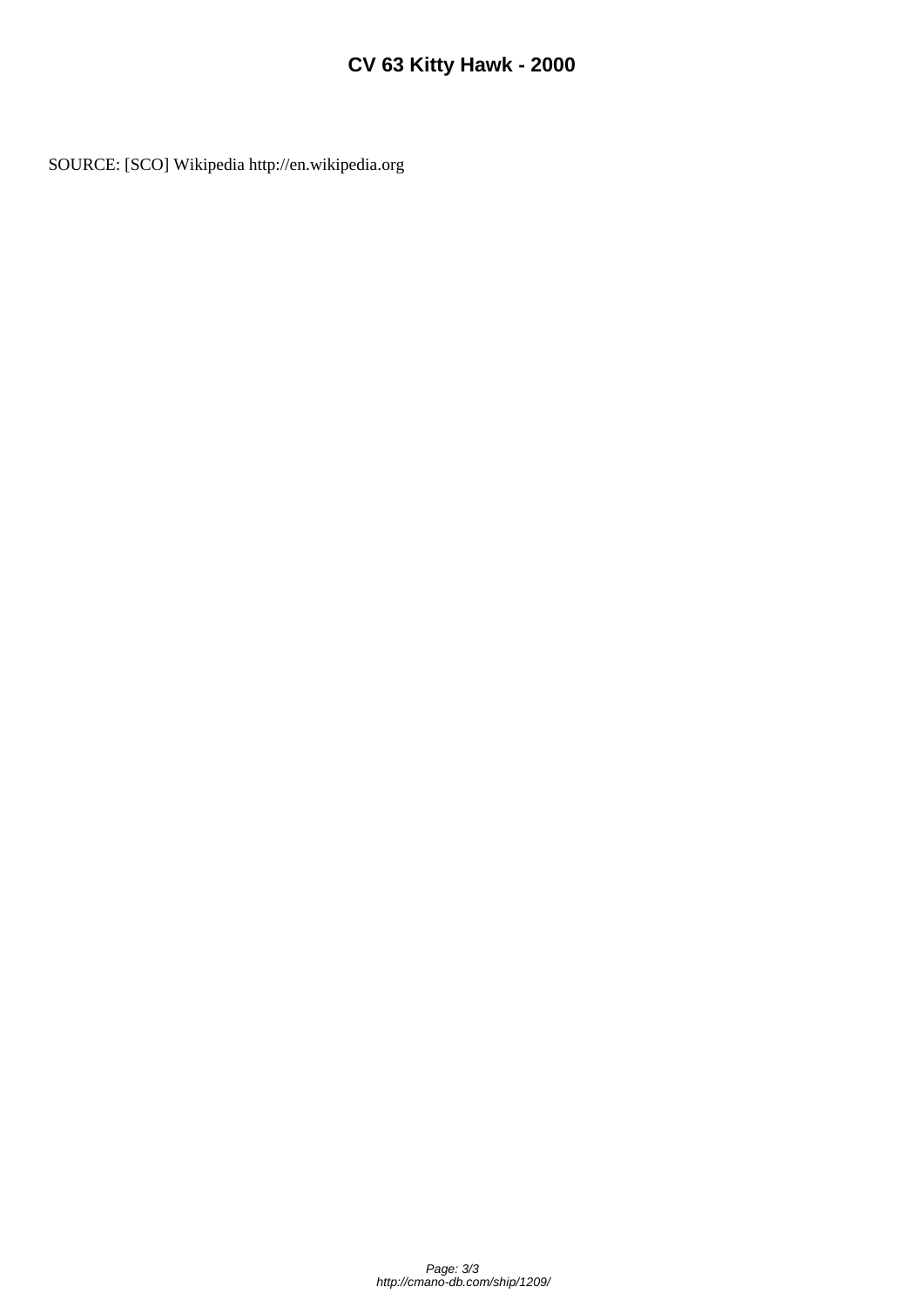SOURCE: [SCO] Wikipedia http://en.wikipedia.org